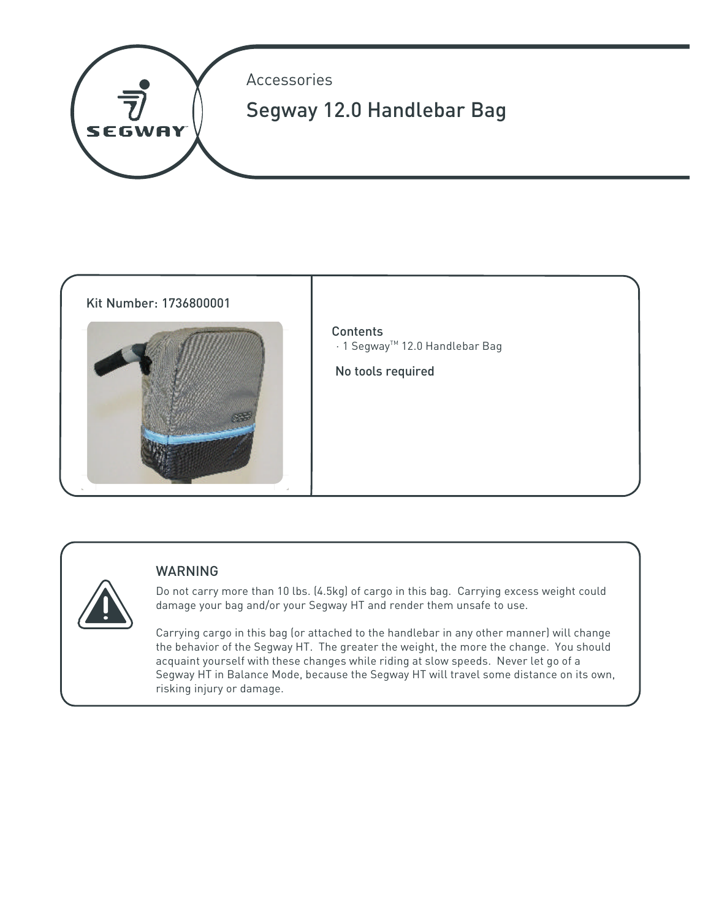Accessories

# Segway 12.0 Handlebar Bag

Kit Number: 1736800001

**Contents**

- 1 Segway™ 12.0 Handlebar Bag

**No tools required**

## WARNING

Do not carry more than 10 lbs. (4.5kg) of cargo in this bag. Carrying excess weight could damage your bag and/or your Segway HT and render them unsafe to use.

Carrying cargo in this bag (or attached to the handlebar in any other manner) will change the behavior of the Segway HT. The greater the weight, the more the change. You should acquaint yourself with these changes while riding at slow speeds. Never let go of a Segway HT in Balance Mode, because the Segway HT will travel some distance on its own, risking injury or damage.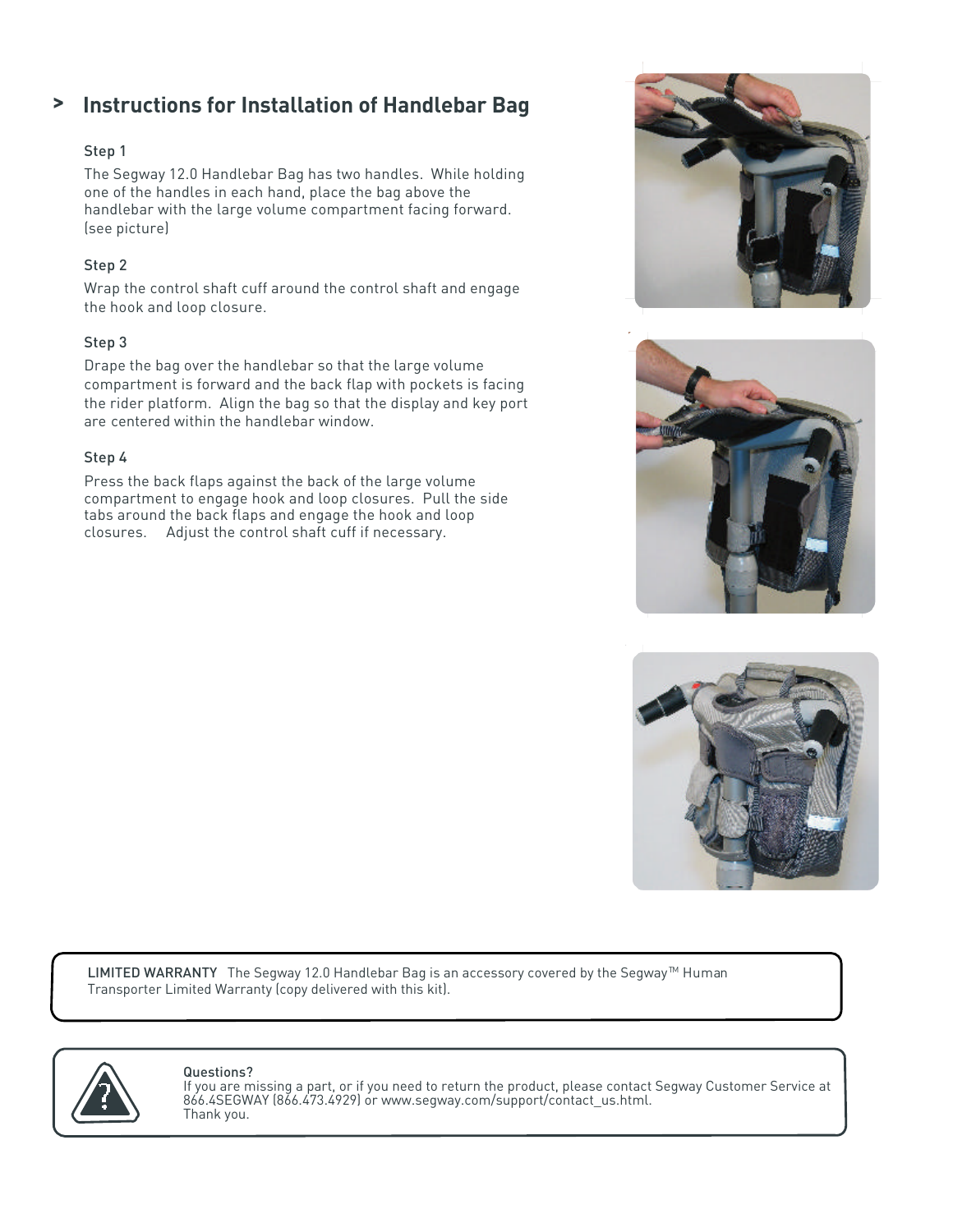## > Instructions for Installation of Handlebar Bag

**Step 1**

The Segway 12.0 Handlebar Bag has two handles. While holding one of the handles in each hand, place the bag above the handlebar with the large volume compartment facing forward. (see picture)

**Step 2**

Wrap the control shaft cuff around the control shaft and engage the hook and loop closure.

**Step 3**

Drape the bag over the handlebar so that the large volume compartment is forward and the back flap with pockets is facing the rider platform. Align the bag so that the display and key port are centered within the handlebar window.

**Step 4**

Press the back flaps against the back of the large volume compartment to engage hook and loop closures. Pull the side tabs around the back flaps and engage the hook and loop closures. Adjust the control shaft cuff if necessary.

LIMITED WARRANTY The Segway 12.0 Handlebar Bag is an accessory covered by the Segway™ Human Transporter Limited Warranty (copy delivered with this kit).

**Questions?**
If you are missing a part, or if you need to return the product, please contact Segway Customer Service at 866.4SEGWAY (866.473.4929) or www.segway.com/support/contact_us.html.
Thank you.